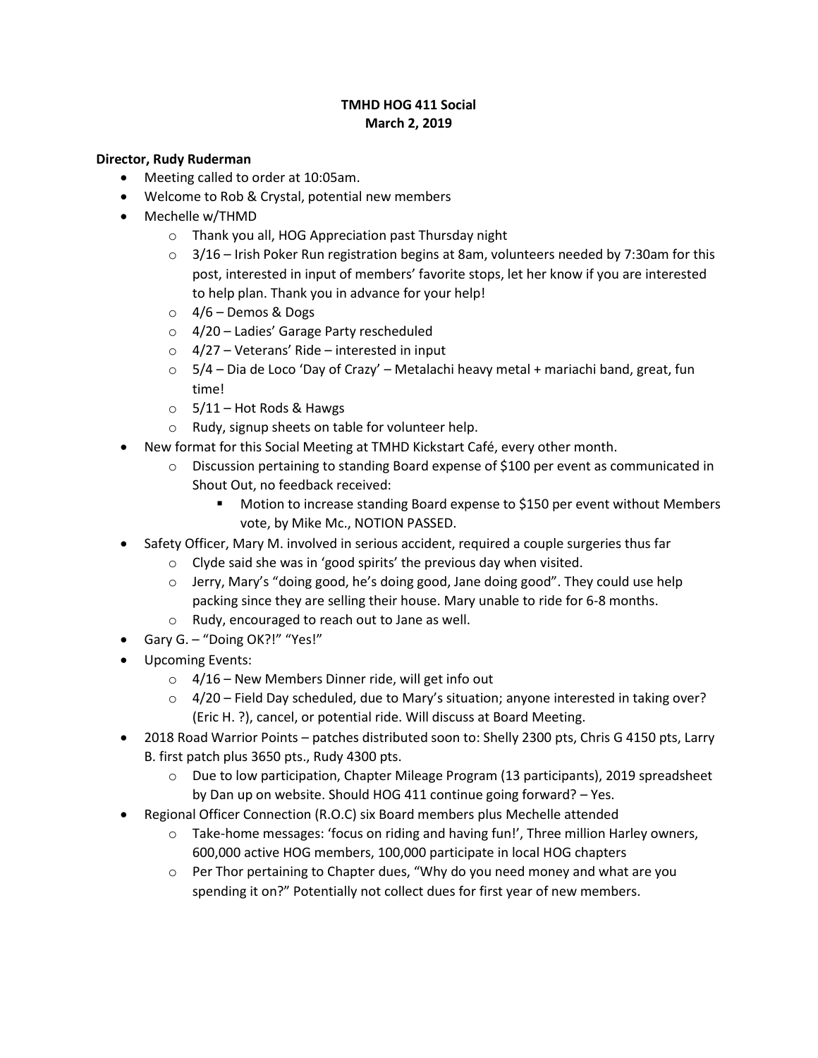**TMHD HOG 411 Social**
**March 2, 2019**

**Director, Rudy Ruderman**

- Meeting called to order at 10:05am.
- Welcome to Rob & Crystal, potential new members
- Mechelle w/THMD
    - Thank you all, HOG Appreciation past Thursday night
    - 3/16 – Irish Poker Run registration begins at 8am, volunteers needed by 7:30am for this post, interested in input of members' favorite stops, let her know if you are interested to help plan. Thank you in advance for your help!
    - 4/6 – Demos & Dogs
    - 4/20 – Ladies' Garage Party rescheduled
    - 4/27 – Veterans' Ride – interested in input
    - 5/4 – Dia de Loco 'Day of Crazy' – Metalachi heavy metal + mariachi band, great, fun time!
    - 5/11 – Hot Rods & Hawgs
    - Rudy, signup sheets on table for volunteer help.
- New format for this Social Meeting at TMHD Kickstart Café, every other month.
    - Discussion pertaining to standing Board expense of $100 per event as communicated in Shout Out, no feedback received:
        - Motion to increase standing Board expense to $150 per event without Members vote, by Mike Mc., NOTION PASSED.
- Safety Officer, Mary M. involved in serious accident, required a couple surgeries thus far
    - Clyde said she was in 'good spirits' the previous day when visited.
    - Jerry, Mary's "doing good, he's doing good, Jane doing good". They could use help packing since they are selling their house. Mary unable to ride for 6-8 months.
    - Rudy, encouraged to reach out to Jane as well.
- Gary G. – "Doing OK?!" "Yes!"
- Upcoming Events:
    - 4/16 – New Members Dinner ride, will get info out
    - 4/20 – Field Day scheduled, due to Mary's situation; anyone interested in taking over? (Eric H. ?), cancel, or potential ride. Will discuss at Board Meeting.
- 2018 Road Warrior Points – patches distributed soon to: Shelly 2300 pts, Chris G 4150 pts, Larry B. first patch plus 3650 pts., Rudy 4300 pts.
    - Due to low participation, Chapter Mileage Program (13 participants), 2019 spreadsheet by Dan up on website. Should HOG 411 continue going forward? – Yes.
- Regional Officer Connection (R.O.C) six Board members plus Mechelle attended
    - Take-home messages: 'focus on riding and having fun!', Three million Harley owners, 600,000 active HOG members, 100,000 participate in local HOG chapters
    - Per Thor pertaining to Chapter dues, "Why do you need money and what are you spending it on?" Potentially not collect dues for first year of new members.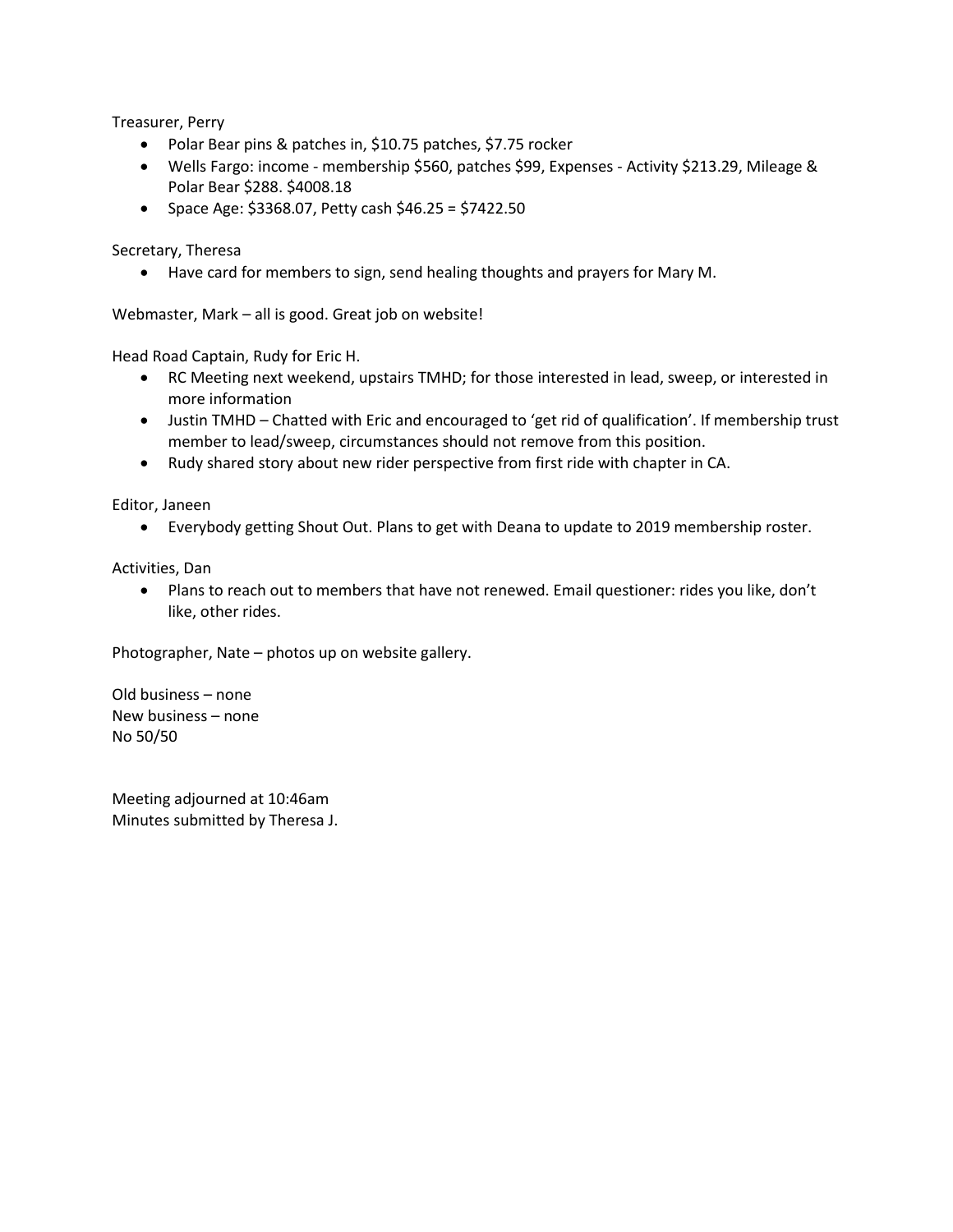Treasurer, Perry

- Polar Bear pins & patches in, $10.75 patches, $7.75 rocker
- Wells Fargo: income - membership $560, patches $99, Expenses - Activity $213.29, Mileage & Polar Bear $288. $4008.18
- Space Age: $3368.07, Petty cash $46.25 = $7422.50

Secretary, Theresa

- Have card for members to sign, send healing thoughts and prayers for Mary M.

Webmaster, Mark – all is good. Great job on website!

Head Road Captain, Rudy for Eric H.

- RC Meeting next weekend, upstairs TMHD; for those interested in lead, sweep, or interested in more information
- Justin TMHD – Chatted with Eric and encouraged to 'get rid of qualification'. If membership trust member to lead/sweep, circumstances should not remove from this position.
- Rudy shared story about new rider perspective from first ride with chapter in CA.

Editor, Janeen

- Everybody getting Shout Out. Plans to get with Deana to update to 2019 membership roster.

Activities, Dan

- Plans to reach out to members that have not renewed. Email questioner: rides you like, don't like, other rides.

Photographer, Nate – photos up on website gallery.

Old business – none
New business – none
No 50/50

Meeting adjourned at 10:46am
Minutes submitted by Theresa J.